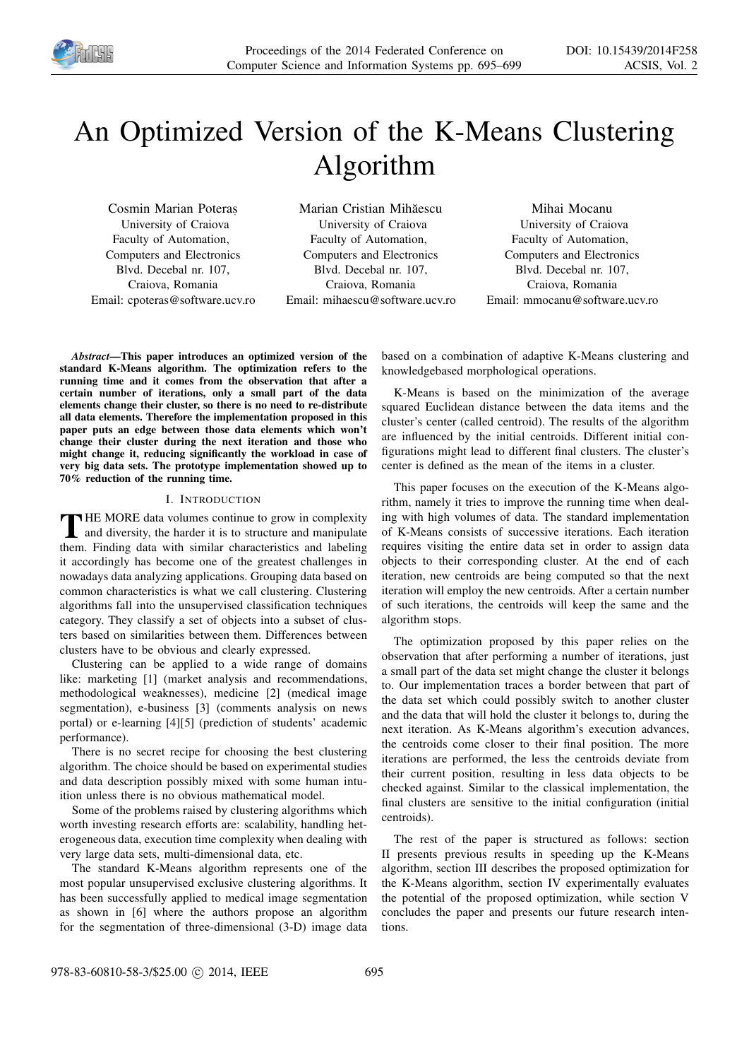# An Optimized Version of the K-Means Clustering Algorithm

Cosmin Marian Poteraș
University of Craiova
Faculty of Automation,
Computers and Electronics
Blvd. Decebal nr. 107,
Craiova, Romania
Email: cpoteras@software.ucv.ro

Marian Cristian Mihăescu
University of Craiova
Faculty of Automation,
Computers and Electronics
Blvd. Decebal nr. 107,
Craiova, Romania
Email: mihaescu@software.ucv.ro

Mihai Mocanu
University of Craiova
Faculty of Automation,
Computers and Electronics
Blvd. Decebal nr. 107,
Craiova, Romania
Email: mmocanu@software.ucv.ro

***Abstract*—This paper introduces an optimized version of the standard K-Means algorithm. The optimization refers to the running time and it comes from the observation that after a certain number of iterations, only a small part of the data elements change their cluster, so there is no need to re-distribute all data elements. Therefore the implementation proposed in this paper puts an edge between those data elements which won't change their cluster during the next iteration and those who might change it, reducing significantly the workload in case of very big data sets. The prototype implementation showed up to 70% reduction of the running time.**

## I. Introduction

The more data volumes continue to grow in complexity and diversity, the harder it is to structure and manipulate them. Finding data with similar characteristics and labeling it accordingly has become one of the greatest challenges in nowadays data analyzing applications. Grouping data based on common characteristics is what we call clustering. Clustering algorithms fall into the unsupervised classification techniques category. They classify a set of objects into a subset of clusters based on similarities between them. Differences between clusters have to be obvious and clearly expressed.

Clustering can be applied to a wide range of domains like: marketing [1] (market analysis and recommendations, methodological weaknesses), medicine [2] (medical image segmentation), e-business [3] (comments analysis on news portal) or e-learning [4][5] (prediction of students' academic performance).

There is no secret recipe for choosing the best clustering algorithm. The choice should be based on experimental studies and data description possibly mixed with some human intuition unless there is no obvious mathematical model.

Some of the problems raised by clustering algorithms which worth investing research efforts are: scalability, handling heterogeneous data, execution time complexity when dealing with very large data sets, multi-dimensional data, etc.

The standard K-Means algorithm represents one of the most popular unsupervised exclusive clustering algorithms. It has been successfully applied to medical image segmentation as shown in [6] where the authors propose an algorithm for the segmentation of three-dimensional (3-D) image data based on a combination of adaptive K-Means clustering and knowledgebased morphological operations.

K-Means is based on the minimization of the average squared Euclidean distance between the data items and the cluster's center (called centroid). The results of the algorithm are influenced by the initial centroids. Different initial configurations might lead to different final clusters. The cluster's center is defined as the mean of the items in a cluster.

This paper focuses on the execution of the K-Means algorithm, namely it tries to improve the running time when dealing with high volumes of data. The standard implementation of K-Means consists of successive iterations. Each iteration requires visiting the entire data set in order to assign data objects to their corresponding cluster. At the end of each iteration, new centroids are being computed so that the next iteration will employ the new centroids. After a certain number of such iterations, the centroids will keep the same and the algorithm stops.

The optimization proposed by this paper relies on the observation that after performing a number of iterations, just a small part of the data set might change the cluster it belongs to. Our implementation traces a border between that part of the data set which could possibly switch to another cluster and the data that will hold the cluster it belongs to, during the next iteration. As K-Means algorithm's execution advances, the centroids come closer to their final position. The more iterations are performed, the less the centroids deviate from their current position, resulting in less data objects to be checked against. Similar to the classical implementation, the final clusters are sensitive to the initial configuration (initial centroids).

The rest of the paper is structured as follows: section II presents previous results in speeding up the K-Means algorithm, section III describes the proposed optimization for the K-Means algorithm, section IV experimentally evaluates the potential of the proposed optimization, while section V concludes the paper and presents our future research intentions.

978-83-60810-58-3/$25.00 © 2014, IEEE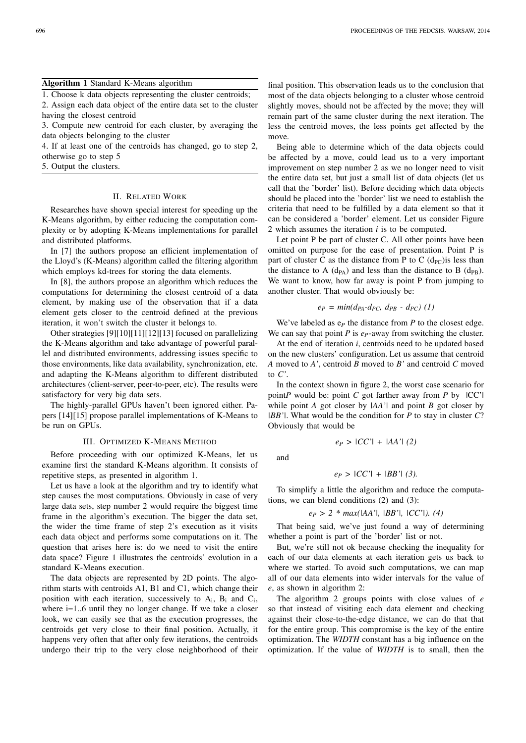**Algorithm 1** Standard K-Means algorithm

1. Choose k data objects representing the cluster centroids;
2. Assign each data object of the entire data set to the cluster having the closest centroid
3. Compute new centroid for each cluster, by averaging the data objects belonging to the cluster
4. If at least one of the centroids has changed, go to step 2, otherwise go to step 5
5. Output the clusters.

## II. Related Work

Researches have shown special interest for speeding up the K-Means algorithm, by either reducing the computation complexity or by adopting K-Means implementations for parallel and distributed platforms.

In [7] the authors propose an efficient implementation of the Lloyd's (K-Means) algorithm called the filtering algorithm which employs kd-trees for storing the data elements.

In [8], the authors propose an algorithm which reduces the computations for determining the closest centroid of a data element, by making use of the observation that if a data element gets closer to the centroid defined at the previous iteration, it won't switch the cluster it belongs to.

Other strategies [9][10][11][12][13] focused on parallelizing the K-Means algorithm and take advantage of powerful parallel and distributed environments, addressing issues specific to those environments, like data availability, synchronization, etc. and adapting the K-Means algorithm to different distributed architectures (client-server, peer-to-peer, etc). The results were satisfactory for very big data sets.

The highly-parallel GPUs haven't been ignored either. Papers [14][15] propose parallel implementations of K-Means to be run on GPUs.

## III. Optimized K-Means Method

Before proceeding with our optimized K-Means, let us examine first the standard K-Means algorithm. It consists of repetitive steps, as presented in algorithm 1.

Let us have a look at the algorithm and try to identify what step causes the most computations. Obviously in case of very large data sets, step number 2 would require the biggest time frame in the algorithm's execution. The bigger the data set, the wider the time frame of step 2's execution as it visits each data object and performs some computations on it. The question that arises here is: do we need to visit the entire data space? Figure 1 illustrates the centroids' evolution in a standard K-Means execution.

The data objects are represented by 2D points. The algorithm starts with centroids A1, B1 and C1, which change their position with each iteration, successively to $A_i$, $B_i$ and $C_i$, where i=1..6 until they no longer change. If we take a closer look, we can easily see that as the execution progresses, the centroids get very close to their final position. Actually, it happens very often that after only few iterations, the centroids undergo their trip to the very close neighborhood of their final position. This observation leads us to the conclusion that most of the data objects belonging to a cluster whose centroid slightly moves, should not be affected by the move; they will remain part of the same cluster during the next iteration. The less the centroid moves, the less points get affected by the move.

Being able to determine which of the data objects could be affected by a move, could lead us to a very important improvement on step number 2 as we no longer need to visit the entire data set, but just a small list of data objects (let us call that the 'border' list). Before deciding which data objects should be placed into the 'border' list we need to establish the criteria that need to be fulfilled by a data element so that it can be considered a 'border' element. Let us consider Figure 2 which assumes the iteration *i* is to be computed.

Let point P be part of cluster C. All other points have been omitted on purpose for the ease of presentation. Point P is part of cluster C as the distance from P to C ($d_{PC}$)is less than the distance to A ($d_{PA}$) and less than the distance to B ($d_{PB}$). We want to know, how far away is point P from jumping to another cluster. That would obviously be:

$$e_P = min(d_{PA}-d_{PC},\ d_{PB} - d_{PC})\ (1)$$

We've labeled as $e_P$ the distance from *P* to the closest edge. We can say that point *P* is $e_P$-away from switching the cluster.

At the end of iteration *i*, centroids need to be updated based on the new clusters' configuration. Let us assume that centroid *A* moved to *A'*, centroid *B* moved to *B'* and centroid *C* moved to *C'*.

In the context shown in figure 2, the worst case scenario for point*P* would be: point *C* got farther away from *P* by |CC'| while point *A* got closer by |*AA'*| and point *B* got closer by |*BB'*|. What would be the condition for *P* to stay in cluster *C*? Obviously that would be

$$e_P > |CC'| + |AA'|\ (2)$$

and

$$e_P > |CC'| + |BB'|\ (3).$$

To simplify a little the algorithm and reduce the computations, we can blend conditions (2) and (3):

$$e_P > 2 * max(|AA'|,\ |BB'|,\ |CC'|).\ (4)$$

That being said, we've just found a way of determining whether a point is part of the 'border' list or not.

But, we're still not ok because checking the inequality for each of our data elements at each iteration gets us back to where we started. To avoid such computations, we can map all of our data elements into wider intervals for the value of *e*, as shown in algorithm 2:

The algorithm 2 groups points with close values of *e* so that instead of visiting each data element and checking against their close-to-the-edge distance, we can do that that for the entire group. This compromise is the key of the entire optimization. The *WIDTH* constant has a big influence on the optimization. If the value of *WIDTH* is to small, then the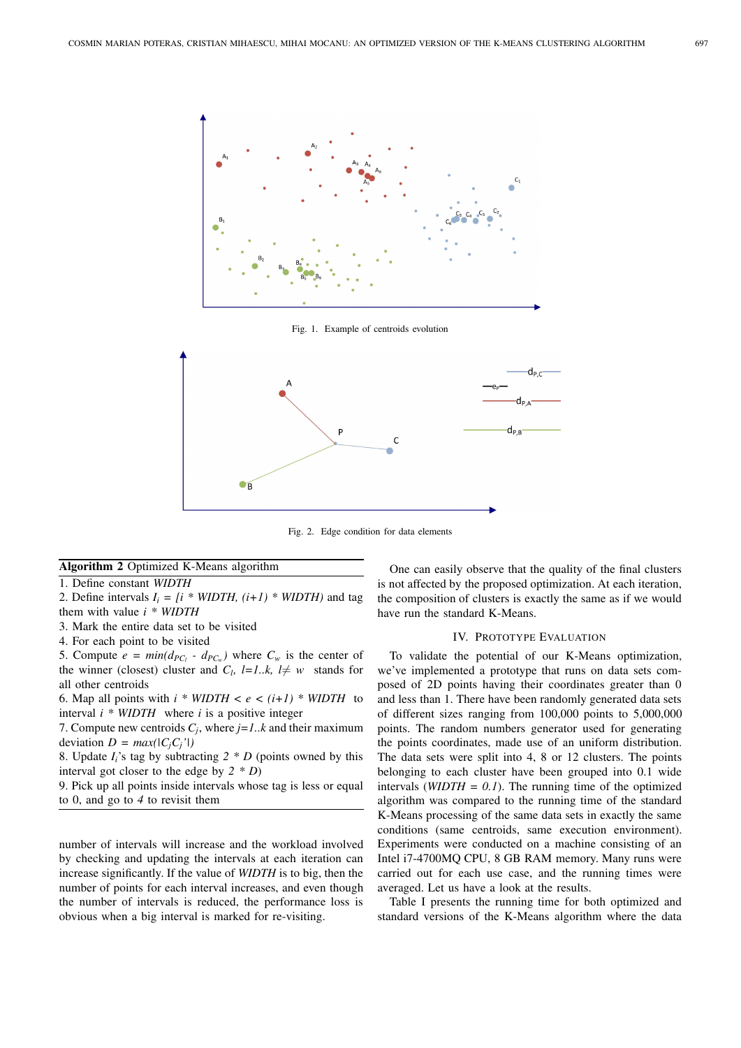Fig. 1. Example of centroids evolution

Fig. 2. Edge condition for data elements

**Algorithm 2** Optimized K-Means algorithm

1. Define constant *WIDTH*
2. Define intervals $I_i$ = *[i \* WIDTH, (i+1) \* WIDTH)* and tag them with value *i \* WIDTH*
3. Mark the entire data set to be visited
4. For each point to be visited
5. Compute $e = min(d_{PC_l} - d_{PC_w})$ where $C_w$ is the center of the winner (closest) cluster and $C_l$, $l$=1..k, $l \neq w$ stands for all other centroids
6. Map all points with $i * WIDTH < e < (i+1) * WIDTH$ to interval $i * WIDTH$ where $i$ is a positive integer
7. Compute new centroids $C_j$, where $j$=1..k and their maximum deviation $D = max(|C_j C_j'|)$
8. Update $I_i$'s tag by subtracting $2 * D$ (points owned by this interval got closer to the edge by $2 * D$)
9. Pick up all points inside intervals whose tag is less or equal to 0, and go to *4* to revisit them

number of intervals will increase and the workload involved by checking and updating the intervals at each iteration can increase significantly. If the value of *WIDTH* is to big, then the number of points for each interval increases, and even though the number of intervals is reduced, the performance loss is obvious when a big interval is marked for re-visiting.

One can easily observe that the quality of the final clusters is not affected by the proposed optimization. At each iteration, the composition of clusters is exactly the same as if we would have run the standard K-Means.

## IV. Prototype Evaluation

To validate the potential of our K-Means optimization, we've implemented a prototype that runs on data sets composed of 2D points having their coordinates greater than 0 and less than 1. There have been randomly generated data sets of different sizes ranging from 100,000 points to 5,000,000 points. The random numbers generator used for generating the points coordinates, made use of an uniform distribution. The data sets were split into 4, 8 or 12 clusters. The points belonging to each cluster have been grouped into 0.1 wide intervals (*WIDTH = 0.1*). The running time of the optimized algorithm was compared to the running time of the standard K-Means processing of the same data sets in exactly the same conditions (same centroids, same execution environment). Experiments were conducted on a machine consisting of an Intel i7-4700MQ CPU, 8 GB RAM memory. Many runs were carried out for each use case, and the running times were averaged. Let us have a look at the results.

Table I presents the running time for both optimized and standard versions of the K-Means algorithm where the data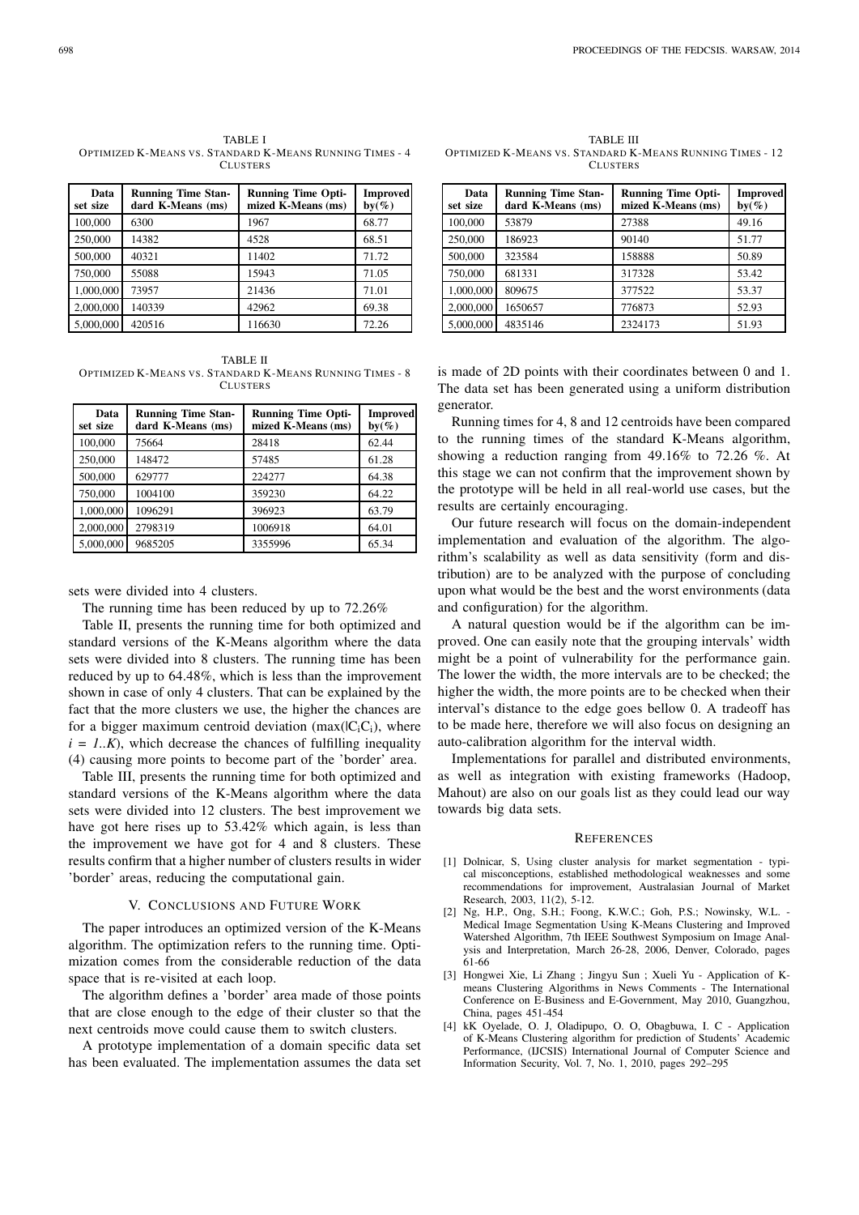TABLE I
OPTIMIZED K-MEANS VS. STANDARD K-MEANS RUNNING TIMES - 4 CLUSTERS

| Data set size | Running Time Standard K-Means (ms) | Running Time Optimized K-Means (ms) | Improved by(%) |
|---|---|---|---|
| 100,000 | 6300 | 1967 | 68.77 |
| 250,000 | 14382 | 4528 | 68.51 |
| 500,000 | 40321 | 11402 | 71.72 |
| 750,000 | 55088 | 15943 | 71.05 |
| 1,000,000 | 73957 | 21436 | 71.01 |
| 2,000,000 | 140339 | 42962 | 69.38 |
| 5,000,000 | 420516 | 116630 | 72.26 |

TABLE II
OPTIMIZED K-MEANS VS. STANDARD K-MEANS RUNNING TIMES - 8 CLUSTERS

| Data set size | Running Time Standard K-Means (ms) | Running Time Optimized K-Means (ms) | Improved by(%) |
|---|---|---|---|
| 100,000 | 75664 | 28418 | 62.44 |
| 250,000 | 148472 | 57485 | 61.28 |
| 500,000 | 629777 | 224277 | 64.38 |
| 750,000 | 1004100 | 359230 | 64.22 |
| 1,000,000 | 1096291 | 396923 | 63.79 |
| 2,000,000 | 2798319 | 1006918 | 64.01 |
| 5,000,000 | 9685205 | 3355996 | 65.34 |

sets were divided into 4 clusters.

The running time has been reduced by up to 72.26%

Table II, presents the running time for both optimized and standard versions of the K-Means algorithm where the data sets were divided into 8 clusters. The running time has been reduced by up to 64.48%, which is less than the improvement shown in case of only 4 clusters. That can be explained by the fact that the more clusters we use, the higher the chances are for a bigger maximum centroid deviation ($\max(|C_iC_i)$, where $i = 1..K$), which decrease the chances of fulfilling inequality (4) causing more points to become part of the 'border' area.

Table III, presents the running time for both optimized and standard versions of the K-Means algorithm where the data sets were divided into 12 clusters. The best improvement we have got here rises up to 53.42% which again, is less than the improvement we have got for 4 and 8 clusters. These results confirm that a higher number of clusters results in wider 'border' areas, reducing the computational gain.

## V. CONCLUSIONS AND FUTURE WORK

The paper introduces an optimized version of the K-Means algorithm. The optimization refers to the running time. Optimization comes from the considerable reduction of the data space that is re-visited at each loop.

The algorithm defines a 'border' area made of those points that are close enough to the edge of their cluster so that the next centroids move could cause them to switch clusters.

A prototype implementation of a domain specific data set has been evaluated. The implementation assumes the data set

TABLE III
OPTIMIZED K-MEANS VS. STANDARD K-MEANS RUNNING TIMES - 12 CLUSTERS

| Data set size | Running Time Standard K-Means (ms) | Running Time Optimized K-Means (ms) | Improved by(%) |
|---|---|---|---|
| 100,000 | 53879 | 27388 | 49.16 |
| 250,000 | 186923 | 90140 | 51.77 |
| 500,000 | 323584 | 158888 | 50.89 |
| 750,000 | 681331 | 317328 | 53.42 |
| 1,000,000 | 809675 | 377522 | 53.37 |
| 2,000,000 | 1650657 | 776873 | 52.93 |
| 5,000,000 | 4835146 | 2324173 | 51.93 |

is made of 2D points with their coordinates between 0 and 1. The data set has been generated using a uniform distribution generator.

Running times for 4, 8 and 12 centroids have been compared to the running times of the standard K-Means algorithm, showing a reduction ranging from 49.16% to 72.26 %. At this stage we can not confirm that the improvement shown by the prototype will be held in all real-world use cases, but the results are certainly encouraging.

Our future research will focus on the domain-independent implementation and evaluation of the algorithm. The algorithm's scalability as well as data sensitivity (form and distribution) are to be analyzed with the purpose of concluding upon what would be the best and the worst environments (data and configuration) for the algorithm.

A natural question would be if the algorithm can be improved. One can easily note that the grouping intervals' width might be a point of vulnerability for the performance gain. The lower the width, the more intervals are to be checked; the higher the width, the more points are to be checked when their interval's distance to the edge goes bellow 0. A tradeoff has to be made here, therefore we will also focus on designing an auto-calibration algorithm for the interval width.

Implementations for parallel and distributed environments, as well as integration with existing frameworks (Hadoop, Mahout) are also on our goals list as they could lead our way towards big data sets.

## REFERENCES

[1] Dolnicar, S, Using cluster analysis for market segmentation - typical misconceptions, established methodological weaknesses and some recommendations for improvement, Australasian Journal of Market Research, 2003, 11(2), 5-12.

[2] Ng, H.P., Ong, S.H.; Foong, K.W.C.; Goh, P.S.; Nowinsky, W.L. - Medical Image Segmentation Using K-Means Clustering and Improved Watershed Algorithm, 7th IEEE Southwest Symposium on Image Analysis and Interpretation, March 26-28, 2006, Denver, Colorado, pages 61-66

[3] Hongwei Xie, Li Zhang ; Jingyu Sun ; Xueli Yu - Application of K-means Clustering Algorithms in News Comments - The International Conference on E-Business and E-Government, May 2010, Guangzhou, China, pages 451-454

[4] kK Oyelade, O. J, Oladipupo, O. O, Obagbuwa, I. C - Application of K-Means Clustering algorithm for prediction of Students' Academic Performance, (IJCSIS) International Journal of Computer Science and Information Security, Vol. 7, No. 1, 2010, pages 292–295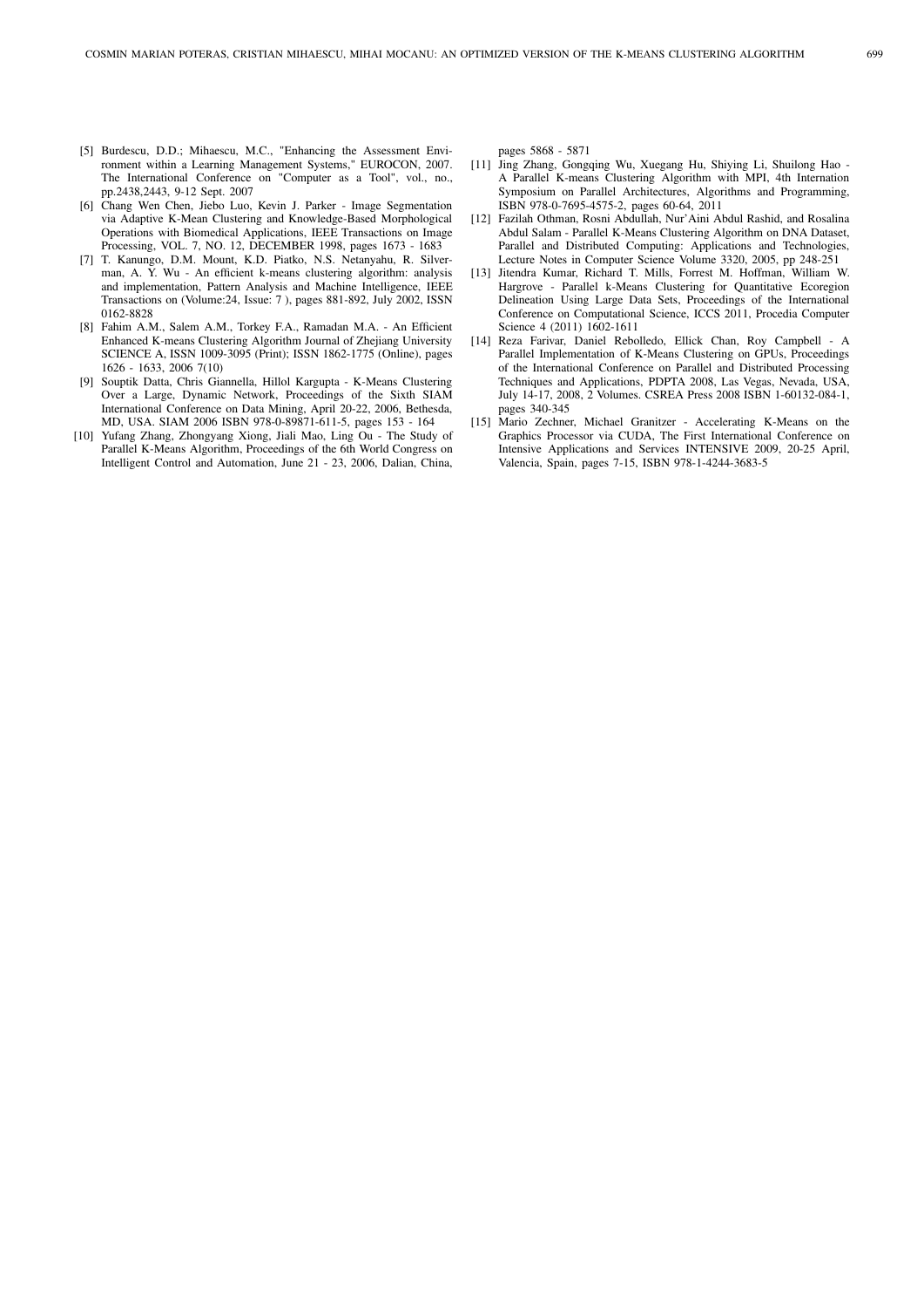[5] Burdescu, D.D.; Mihaescu, M.C., "Enhancing the Assessment Environment within a Learning Management Systems," EUROCON, 2007. The International Conference on "Computer as a Tool", vol., no., pp.2438,2443, 9-12 Sept. 2007

[6] Chang Wen Chen, Jiebo Luo, Kevin J. Parker - Image Segmentation via Adaptive K-Mean Clustering and Knowledge-Based Morphological Operations with Biomedical Applications, IEEE Transactions on Image Processing, VOL. 7, NO. 12, DECEMBER 1998, pages 1673 - 1683

[7] T. Kanungo, D.M. Mount, K.D. Piatko, N.S. Netanyahu, R. Silverman, A. Y. Wu - An efficient k-means clustering algorithm: analysis and implementation, Pattern Analysis and Machine Intelligence, IEEE Transactions on (Volume:24, Issue: 7 ), pages 881-892, July 2002, ISSN 0162-8828

[8] Fahim A.M., Salem A.M., Torkey F.A., Ramadan M.A. - An Efficient Enhanced K-means Clustering Algorithm Journal of Zhejiang University SCIENCE A, ISSN 1009-3095 (Print); ISSN 1862-1775 (Online), pages 1626 - 1633, 2006 7(10)

[9] Souptik Datta, Chris Giannella, Hillol Kargupta - K-Means Clustering Over a Large, Dynamic Network, Proceedings of the Sixth SIAM International Conference on Data Mining, April 20-22, 2006, Bethesda, MD, USA. SIAM 2006 ISBN 978-0-89871-611-5, pages 153 - 164

[10] Yufang Zhang, Zhongyang Xiong, Jiali Mao, Ling Ou - The Study of Parallel K-Means Algorithm, Proceedings of the 6th World Congress on Intelligent Control and Automation, June 21 - 23, 2006, Dalian, China, pages 5868 - 5871

[11] Jing Zhang, Gongqing Wu, Xuegang Hu, Shiying Li, Shuilong Hao - A Parallel K-means Clustering Algorithm with MPI, 4th Internation Symposium on Parallel Architectures, Algorithms and Programming, ISBN 978-0-7695-4575-2, pages 60-64, 2011

[12] Fazilah Othman, Rosni Abdullah, Nur'Aini Abdul Rashid, and Rosalina Abdul Salam - Parallel K-Means Clustering Algorithm on DNA Dataset, Parallel and Distributed Computing: Applications and Technologies, Lecture Notes in Computer Science Volume 3320, 2005, pp 248-251

[13] Jitendra Kumar, Richard T. Mills, Forrest M. Hoffman, William W. Hargrove - Parallel k-Means Clustering for Quantitative Ecoregion Delineation Using Large Data Sets, Proceedings of the International Conference on Computational Science, ICCS 2011, Procedia Computer Science 4 (2011) 1602-1611

[14] Reza Farivar, Daniel Rebolledo, Ellick Chan, Roy Campbell - A Parallel Implementation of K-Means Clustering on GPUs, Proceedings of the International Conference on Parallel and Distributed Processing Techniques and Applications, PDPTA 2008, Las Vegas, Nevada, USA, July 14-17, 2008, 2 Volumes. CSREA Press 2008 ISBN 1-60132-084-1, pages 340-345

[15] Mario Zechner, Michael Granitzer - Accelerating K-Means on the Graphics Processor via CUDA, The First International Conference on Intensive Applications and Services INTENSIVE 2009, 20-25 April, Valencia, Spain, pages 7-15, ISBN 978-1-4244-3683-5